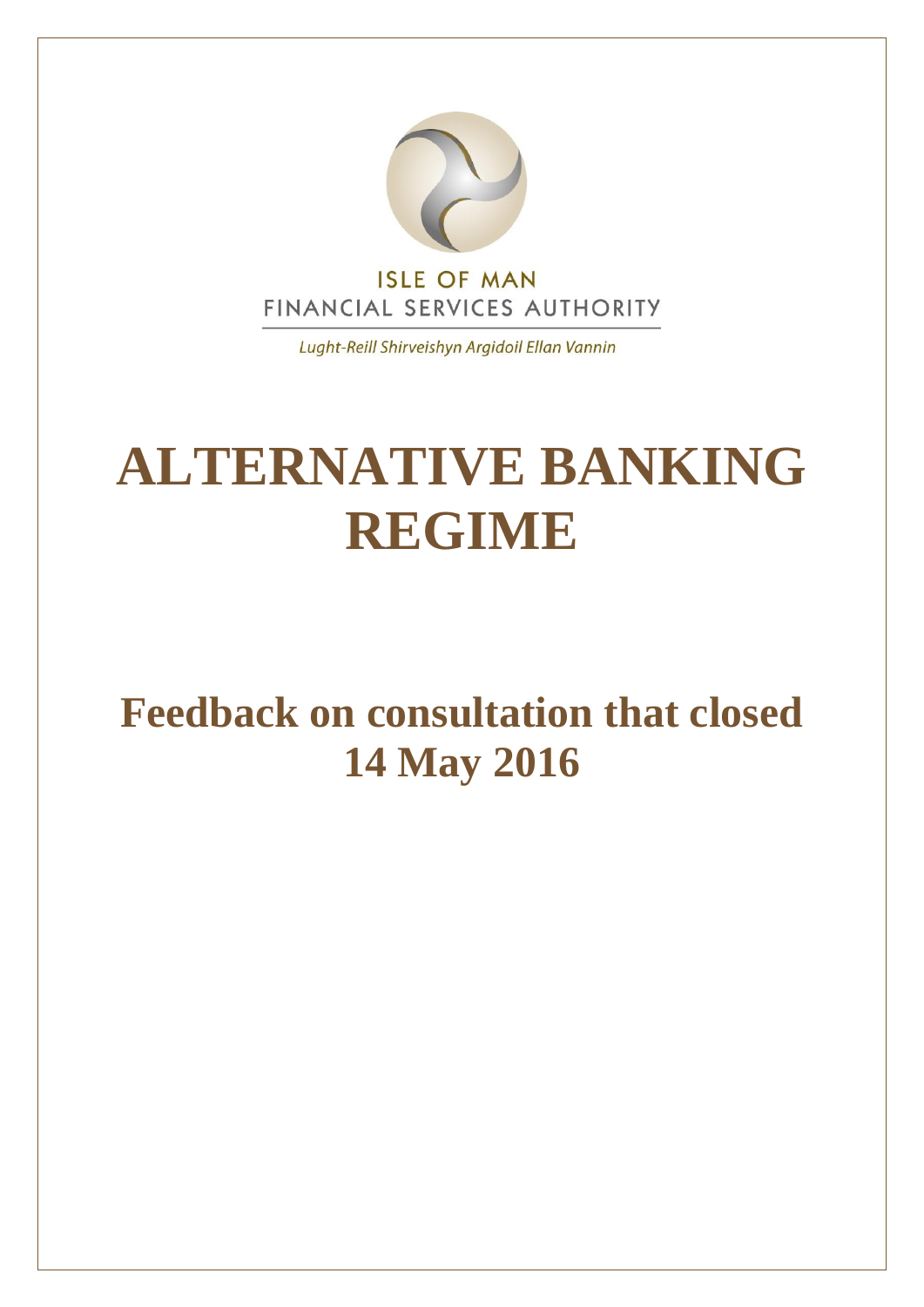ISLE OF MAN
FINANCIAL SERVICES AUTHORITY

*Lught-Reill Shirveishyn Argidoil Ellan Vannin*

# ALTERNATIVE BANKING REGIME

## Feedback on consultation that closed 14 May 2016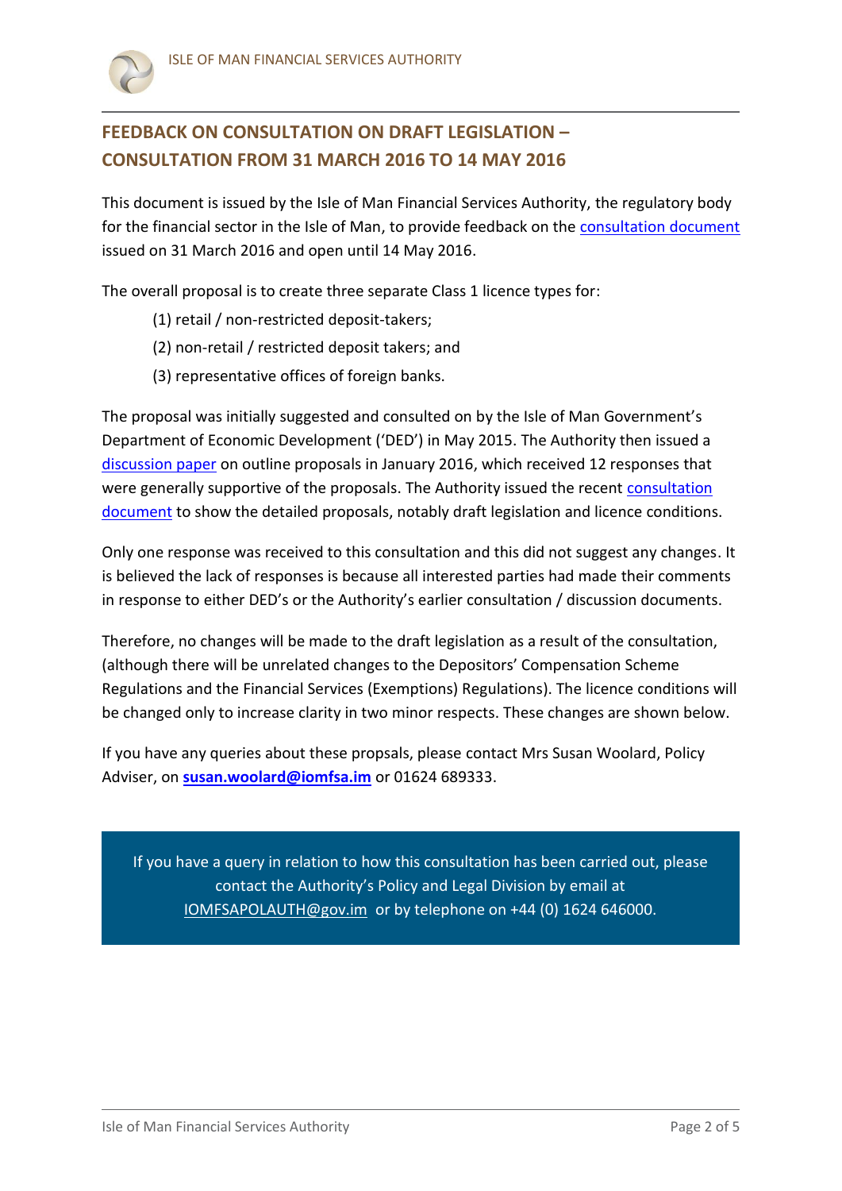## FEEDBACK ON CONSULTATION ON DRAFT LEGISLATION – CONSULTATION FROM 31 MARCH 2016 TO 14 MAY 2016

This document is issued by the Isle of Man Financial Services Authority, the regulatory body for the financial sector in the Isle of Man, to provide feedback on the consultation document issued on 31 March 2016 and open until 14 May 2016.

The overall proposal is to create three separate Class 1 licence types for:

(1) retail / non-restricted deposit-takers;

(2) non-retail / restricted deposit takers; and

(3) representative offices of foreign banks.

The proposal was initially suggested and consulted on by the Isle of Man Government's Department of Economic Development ('DED') in May 2015. The Authority then issued a discussion paper on outline proposals in January 2016, which received 12 responses that were generally supportive of the proposals. The Authority issued the recent consultation document to show the detailed proposals, notably draft legislation and licence conditions.

Only one response was received to this consultation and this did not suggest any changes. It is believed the lack of responses is because all interested parties had made their comments in response to either DED's or the Authority's earlier consultation / discussion documents.

Therefore, no changes will be made to the draft legislation as a result of the consultation, (although there will be unrelated changes to the Depositors' Compensation Scheme Regulations and the Financial Services (Exemptions) Regulations). The licence conditions will be changed only to increase clarity in two minor respects. These changes are shown below.

If you have any queries about these propsals, please contact Mrs Susan Woolard, Policy Adviser, on **susan.woolard@iomfsa.im** or 01624 689333.

If you have a query in relation to how this consultation has been carried out, please contact the Authority's Policy and Legal Division by email at IOMFSAPOLAUTH@gov.im or by telephone on +44 (0) 1624 646000.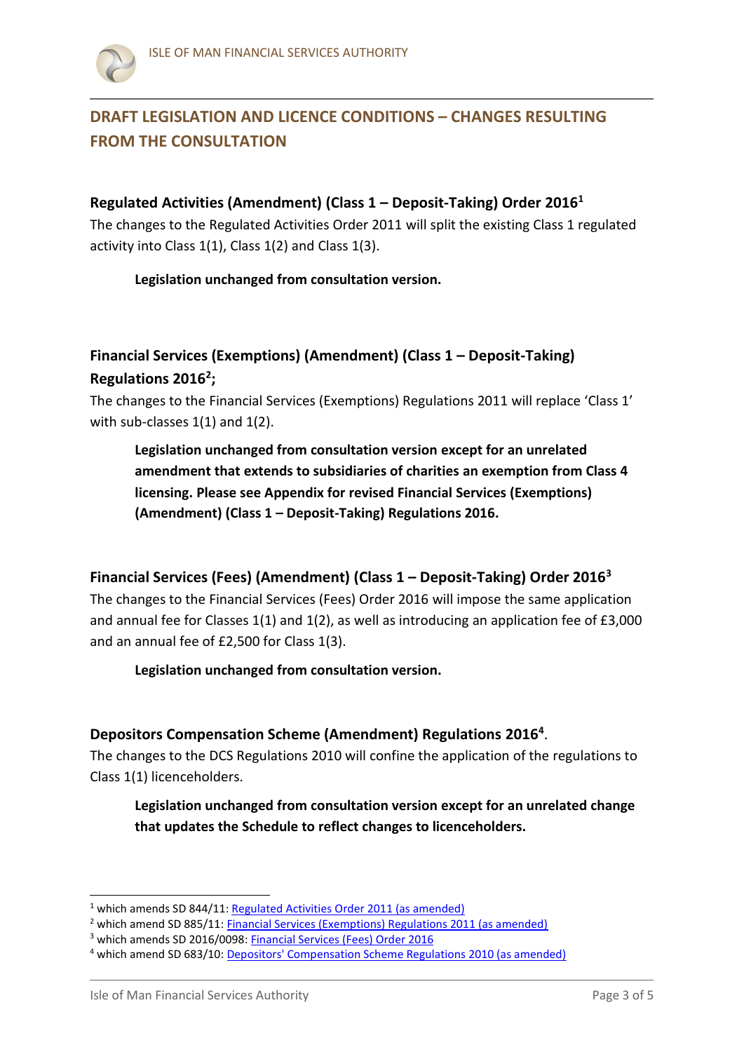## DRAFT LEGISLATION AND LICENCE CONDITIONS – CHANGES RESULTING FROM THE CONSULTATION

### Regulated Activities (Amendment) (Class 1 – Deposit-Taking) Order 2016[1]

The changes to the Regulated Activities Order 2011 will split the existing Class 1 regulated activity into Class 1(1), Class 1(2) and Class 1(3).

> **Legislation unchanged from consultation version.**

### Financial Services (Exemptions) (Amendment) (Class 1 – Deposit-Taking) Regulations 2016[2];

The changes to the Financial Services (Exemptions) Regulations 2011 will replace 'Class 1' with sub-classes 1(1) and 1(2).

> **Legislation unchanged from consultation version except for an unrelated amendment that extends to subsidiaries of charities an exemption from Class 4 licensing. Please see Appendix for revised Financial Services (Exemptions) (Amendment) (Class 1 – Deposit-Taking) Regulations 2016.**

### Financial Services (Fees) (Amendment) (Class 1 – Deposit-Taking) Order 2016[3]

The changes to the Financial Services (Fees) Order 2016 will impose the same application and annual fee for Classes 1(1) and 1(2), as well as introducing an application fee of £3,000 and an annual fee of £2,500 for Class 1(3).

> **Legislation unchanged from consultation version.**

### Depositors Compensation Scheme (Amendment) Regulations 2016[4].

The changes to the DCS Regulations 2010 will confine the application of the regulations to Class 1(1) licenceholders.

> **Legislation unchanged from consultation version except for an unrelated change that updates the Schedule to reflect changes to licenceholders.**

---

[1] which amends SD 844/11: Regulated Activities Order 2011 (as amended)

[2] which amend SD 885/11: Financial Services (Exemptions) Regulations 2011 (as amended)

[3] which amends SD 2016/0098: Financial Services (Fees) Order 2016

[4] which amend SD 683/10: Depositors' Compensation Scheme Regulations 2010 (as amended)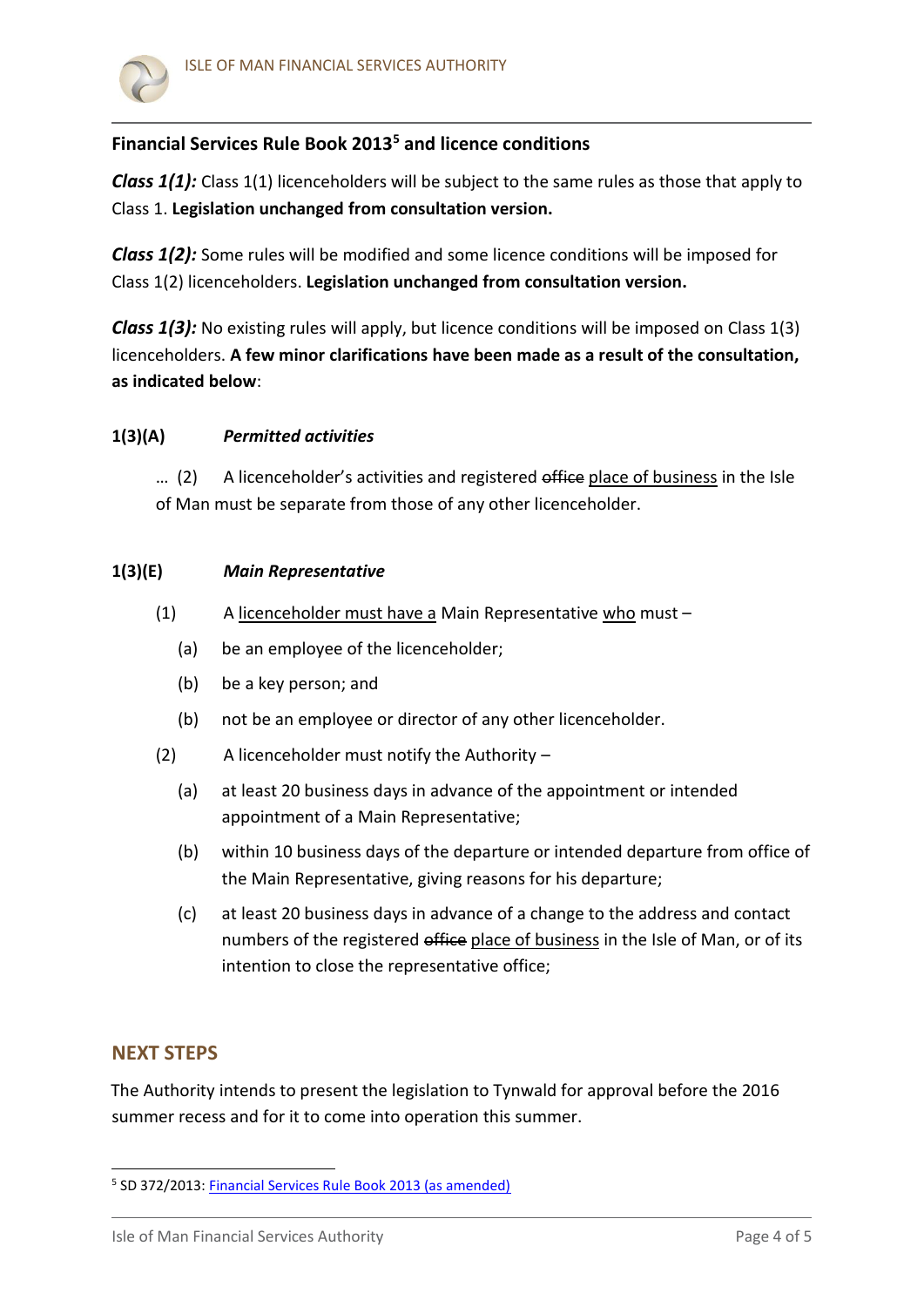### Financial Services Rule Book 2013[5] and licence conditions

***Class 1(1):*** Class 1(1) licenceholders will be subject to the same rules as those that apply to Class 1. **Legislation unchanged from consultation version.**

***Class 1(2):*** Some rules will be modified and some licence conditions will be imposed for Class 1(2) licenceholders. **Legislation unchanged from consultation version.**

***Class 1(3):*** No existing rules will apply, but licence conditions will be imposed on Class 1(3) licenceholders. **A few minor clarifications have been made as a result of the consultation, as indicated below**:

**1(3)(A)** ***Permitted activities***

… (2) A licenceholder's activities and registered ~~office~~ <u>place of business</u> in the Isle of Man must be separate from those of any other licenceholder.

**1(3)(E)** ***Main Representative***

(1) A <u>licenceholder must have a</u> Main Representative <u>who</u> must –

(a) be an employee of the licenceholder;

(b) be a key person; and

(b) not be an employee or director of any other licenceholder.

(2) A licenceholder must notify the Authority –

(a) at least 20 business days in advance of the appointment or intended appointment of a Main Representative;

(b) within 10 business days of the departure or intended departure from office of the Main Representative, giving reasons for his departure;

(c) at least 20 business days in advance of a change to the address and contact numbers of the registered ~~office~~ <u>place of business</u> in the Isle of Man, or of its intention to close the representative office;

## NEXT STEPS

The Authority intends to present the legislation to Tynwald for approval before the 2016 summer recess and for it to come into operation this summer.

---

[5] SD 372/2013: Financial Services Rule Book 2013 (as amended)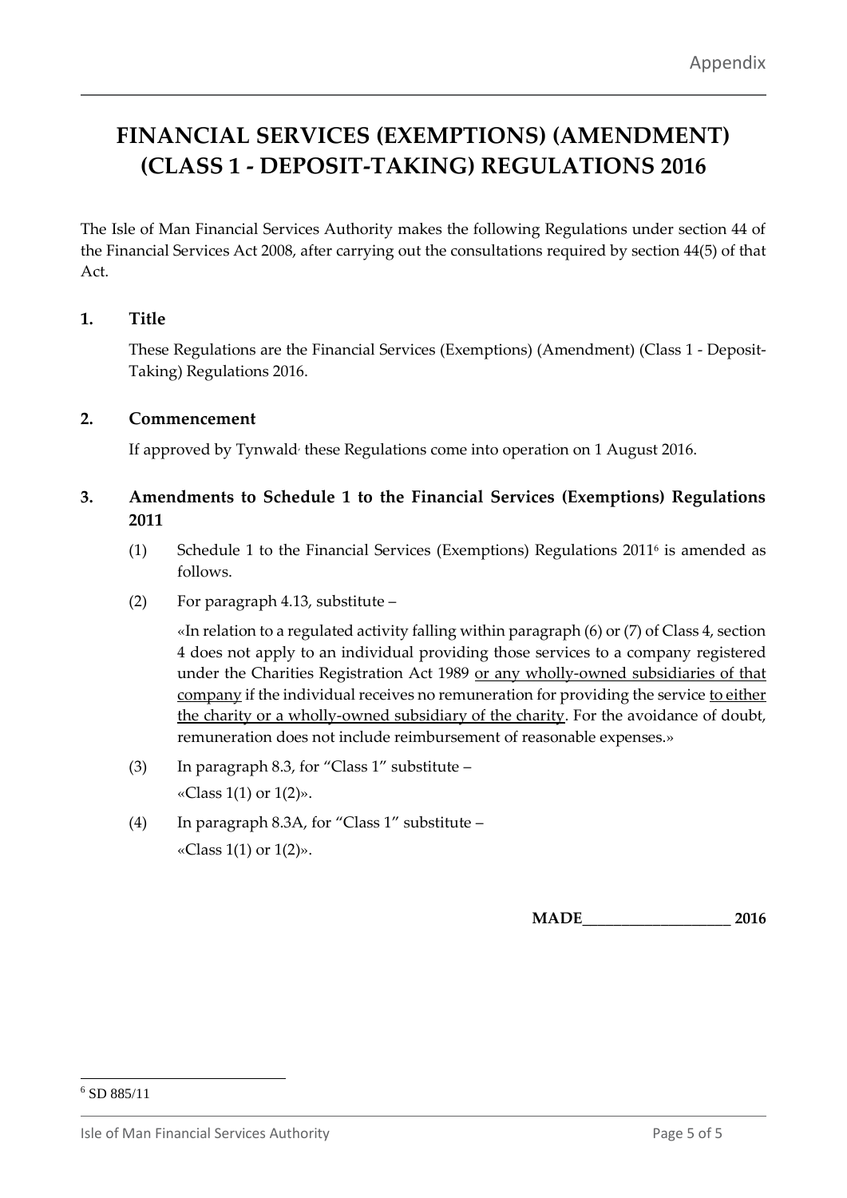# FINANCIAL SERVICES (EXEMPTIONS) (AMENDMENT) (CLASS 1 - DEPOSIT-TAKING) REGULATIONS 2016

The Isle of Man Financial Services Authority makes the following Regulations under section 44 of the Financial Services Act 2008, after carrying out the consultations required by section 44(5) of that Act.

## 1. Title

These Regulations are the Financial Services (Exemptions) (Amendment) (Class 1 - Deposit-Taking) Regulations 2016.

## 2. Commencement

If approved by Tynwald, these Regulations come into operation on 1 August 2016.

## 3. Amendments to Schedule 1 to the Financial Services (Exemptions) Regulations 2011

(1) Schedule 1 to the Financial Services (Exemptions) Regulations 2011[6] is amended as follows.

(2) For paragraph 4.13, substitute –

«In relation to a regulated activity falling within paragraph (6) or (7) of Class 4, section 4 does not apply to an individual providing those services to a company registered under the Charities Registration Act 1989 <u>or any wholly-owned subsidiaries of that company</u> if the individual receives no remuneration for providing the service <u>to either the charity or a wholly-owned subsidiary of the charity</u>. For the avoidance of doubt, remuneration does not include reimbursement of reasonable expenses.»

(3) In paragraph 8.3, for "Class 1" substitute –
«Class 1(1) or 1(2)».

(4) In paragraph 8.3A, for "Class 1" substitute –
«Class 1(1) or 1(2)».

**MADE\_\_\_\_\_\_\_\_\_\_\_\_\_\_\_\_\_\_\_ 2016**

[6] SD 885/11